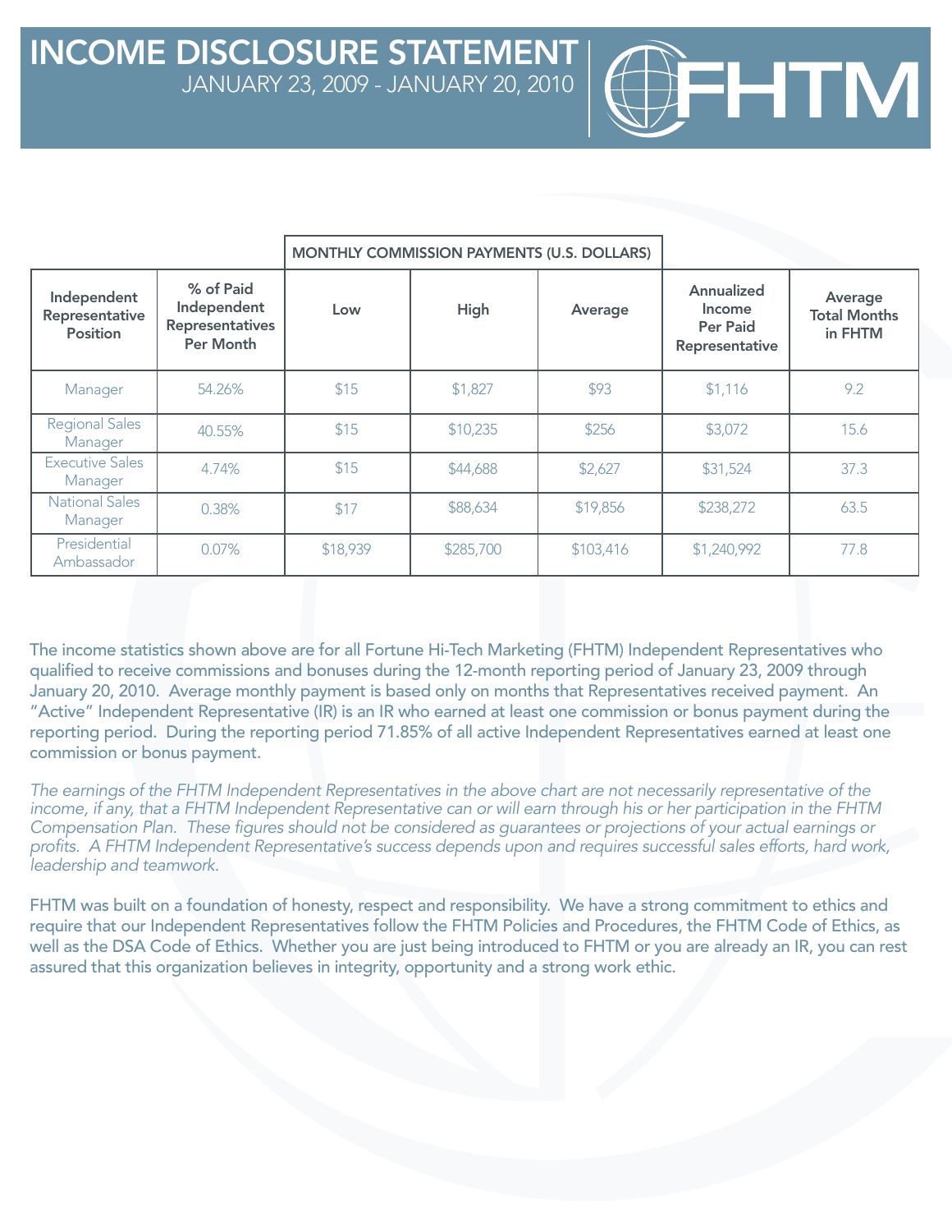# INCOME DISCLOSURE STATEMENT

JANUARY 23, 2009 - JANUARY 20, 2010

FHTM

| | | MONTHLY COMMISSION PAYMENTS (U.S. DOLLARS) | | | | |
|---|---|---|---|---|---|---|
| **Independent Representative Position** | **% of Paid Independent Representatives Per Month** | **Low** | **High** | **Average** | **Annualized Income Per Paid Representative** | **Average Total Months in FHTM** |
| Manager | 54.26% | $15 | $1,827 | $93 | $1,116 | 9.2 |
| Regional Sales Manager | 40.55% | $15 | $10,235 | $256 | $3,072 | 15.6 |
| Executive Sales Manager | 4.74% | $15 | $44,688 | $2,627 | $31,524 | 37.3 |
| National Sales Manager | 0.38% | $17 | $88,634 | $19,856 | $238,272 | 63.5 |
| Presidential Ambassador | 0.07% | $18,939 | $285,700 | $103,416 | $1,240,992 | 77.8 |

The income statistics shown above are for all Fortune Hi-Tech Marketing (FHTM) Independent Representatives who qualified to receive commissions and bonuses during the 12-month reporting period of January 23, 2009 through January 20, 2010. Average monthly payment is based only on months that Representatives received payment. An "Active" Independent Representative (IR) is an IR who earned at least one commission or bonus payment during the reporting period. During the reporting period 71.85% of all active Independent Representatives earned at least one commission or bonus payment.

*The earnings of the FHTM Independent Representatives in the above chart are not necessarily representative of the income, if any, that a FHTM Independent Representative can or will earn through his or her participation in the FHTM Compensation Plan. These figures should not be considered as guarantees or projections of your actual earnings or profits. A FHTM Independent Representative's success depends upon and requires successful sales efforts, hard work, leadership and teamwork.*

FHTM was built on a foundation of honesty, respect and responsibility. We have a strong commitment to ethics and require that our Independent Representatives follow the FHTM Policies and Procedures, the FHTM Code of Ethics, as well as the DSA Code of Ethics. Whether you are just being introduced to FHTM or you are already an IR, you can rest assured that this organization believes in integrity, opportunity and a strong work ethic.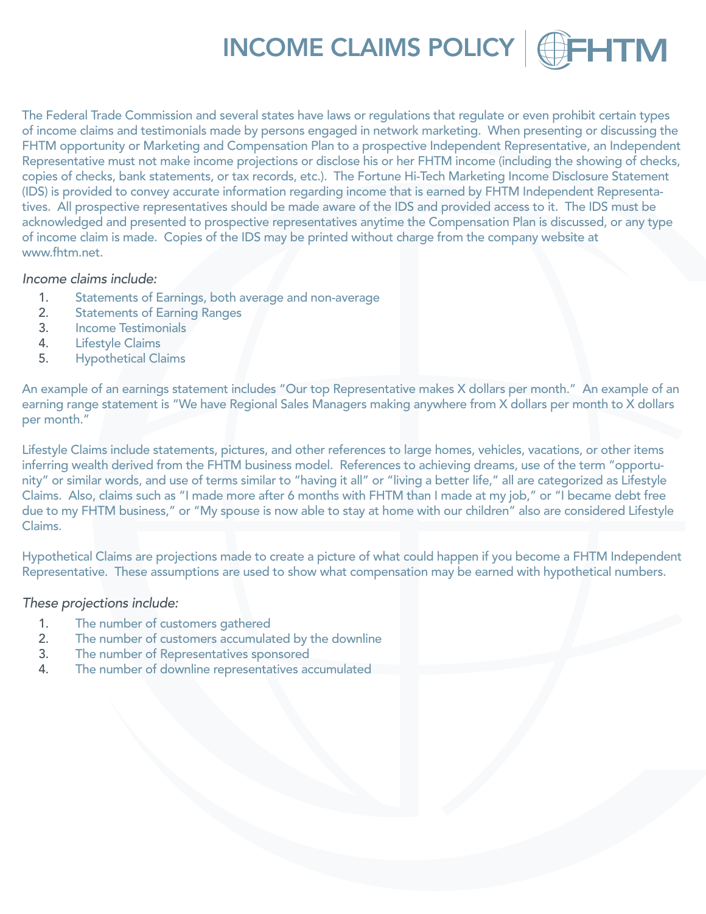# INCOME CLAIMS POLICY | FHTM

The Federal Trade Commission and several states have laws or regulations that regulate or even prohibit certain types of income claims and testimonials made by persons engaged in network marketing. When presenting or discussing the FHTM opportunity or Marketing and Compensation Plan to a prospective Independent Representative, an Independent Representative must not make income projections or disclose his or her FHTM income (including the showing of checks, copies of checks, bank statements, or tax records, etc.). The Fortune Hi-Tech Marketing Income Disclosure Statement (IDS) is provided to convey accurate information regarding income that is earned by FHTM Independent Representatives. All prospective representatives should be made aware of the IDS and provided access to it. The IDS must be acknowledged and presented to prospective representatives anytime the Compensation Plan is discussed, or any type of income claim is made. Copies of the IDS may be printed without charge from the company website at www.fhtm.net.

*Income claims include:*

1. Statements of Earnings, both average and non-average
2. Statements of Earning Ranges
3. Income Testimonials
4. Lifestyle Claims
5. Hypothetical Claims

An example of an earnings statement includes "Our top Representative makes X dollars per month." An example of an earning range statement is "We have Regional Sales Managers making anywhere from X dollars per month to X dollars per month."

Lifestyle Claims include statements, pictures, and other references to large homes, vehicles, vacations, or other items inferring wealth derived from the FHTM business model. References to achieving dreams, use of the term "opportunity" or similar words, and use of terms similar to "having it all" or "living a better life," all are categorized as Lifestyle Claims. Also, claims such as "I made more after 6 months with FHTM than I made at my job," or "I became debt free due to my FHTM business," or "My spouse is now able to stay at home with our children" also are considered Lifestyle Claims.

Hypothetical Claims are projections made to create a picture of what could happen if you become a FHTM Independent Representative. These assumptions are used to show what compensation may be earned with hypothetical numbers.

*These projections include:*

1. The number of customers gathered
2. The number of customers accumulated by the downline
3. The number of Representatives sponsored
4. The number of downline representatives accumulated